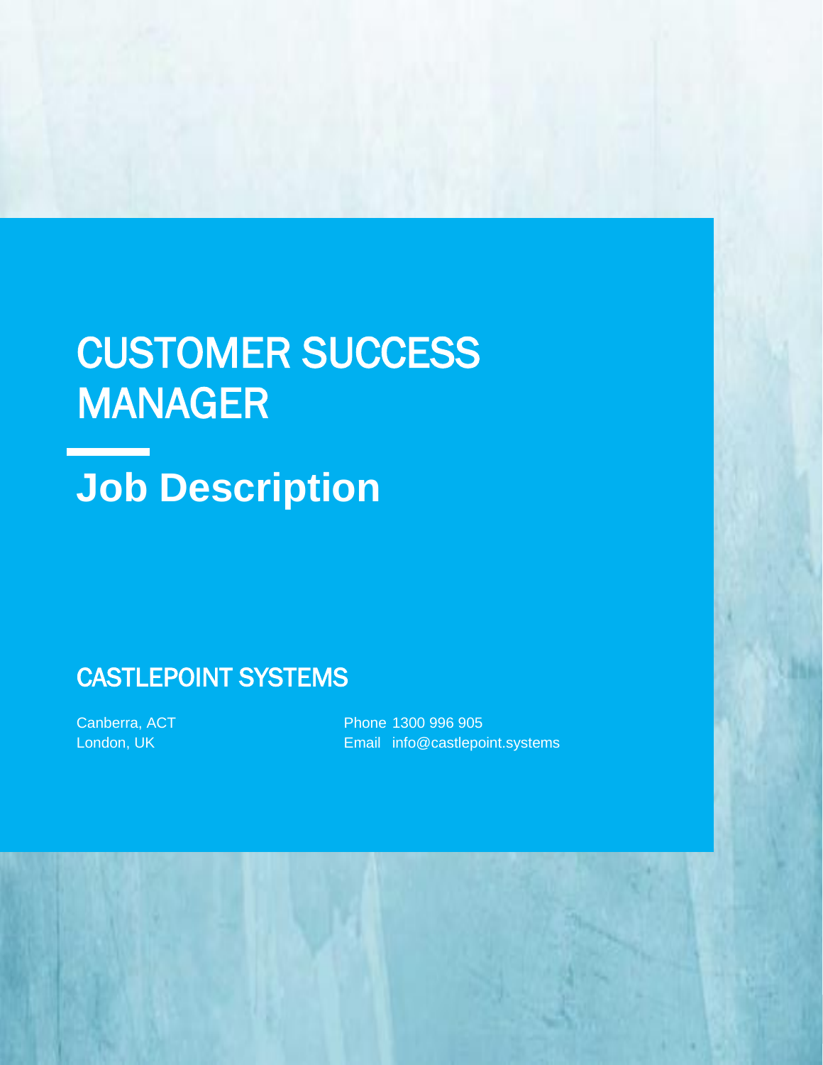# CUSTOMER SUCCESS MANAGER

## Job Description

### CASTLEPOINT SYSTEMS

Canberra, ACT
London, UK

Phone 1300 996 905
Email info@castlepoint.systems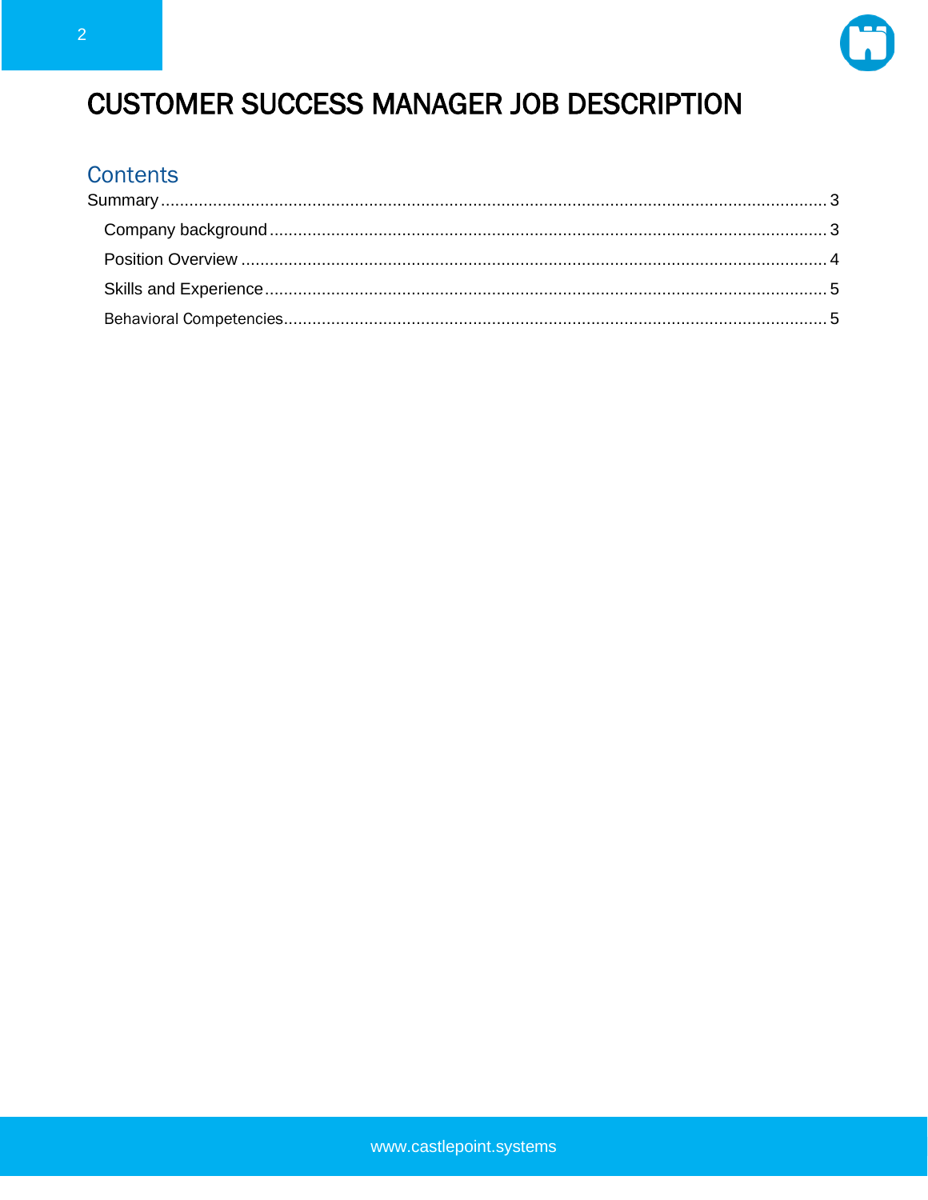# CUSTOMER SUCCESS MANAGER JOB DESCRIPTION

## Contents

Summary ........................................................................................................................................ 3

- Company background ..................................................................................................................... 3
- Position Overview ........................................................................................................................... 4
- Skills and Experience ..................................................................................................................... 5
- Behavioral Competencies ................................................................................................................ 5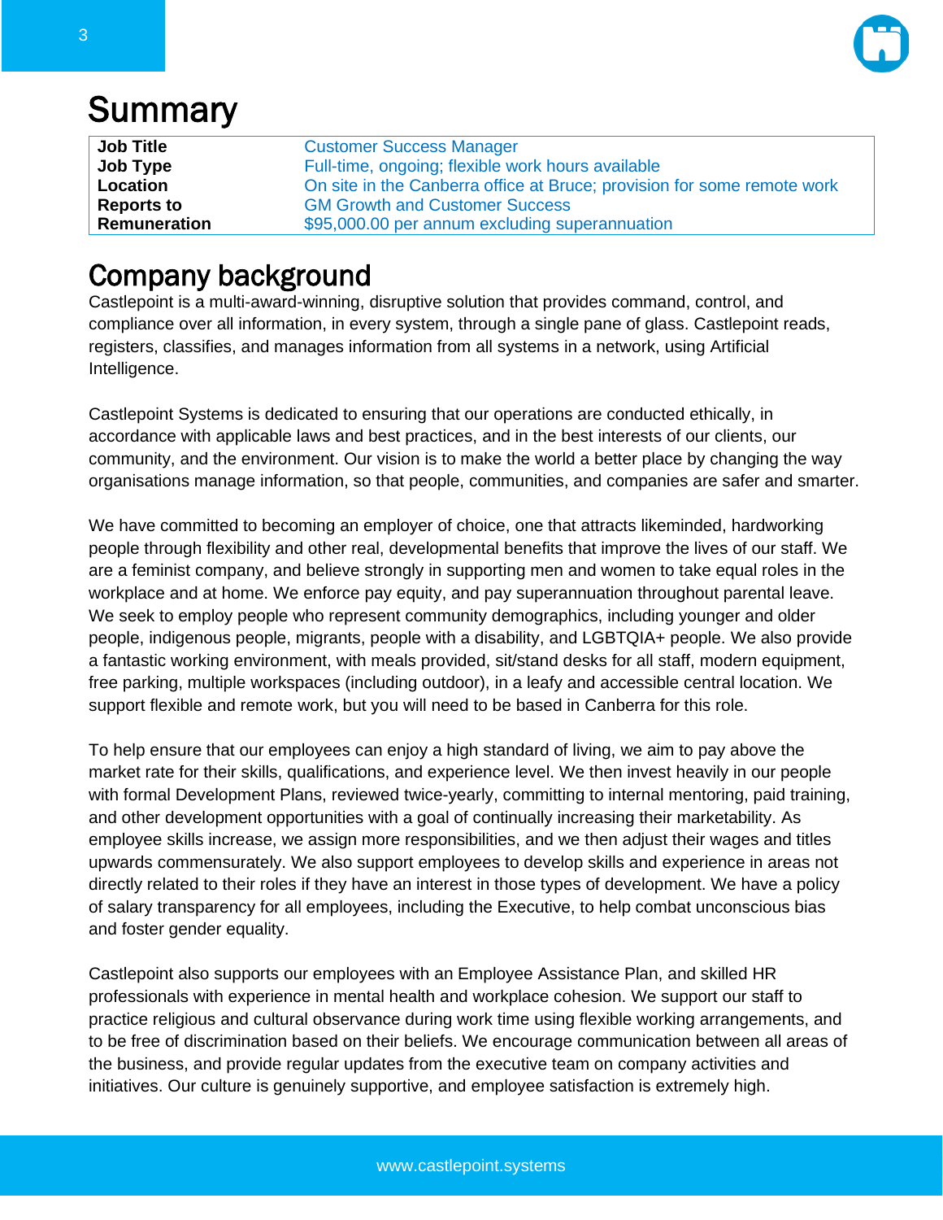# Summary

| | |
|---|---|
| **Job Title** | Customer Success Manager |
| **Job Type** | Full-time, ongoing; flexible work hours available |
| **Location** | On site in the Canberra office at Bruce; provision for some remote work |
| **Reports to** | GM Growth and Customer Success |
| **Remuneration** | $95,000.00 per annum excluding superannuation |

# Company background

Castlepoint is a multi-award-winning, disruptive solution that provides command, control, and compliance over all information, in every system, through a single pane of glass. Castlepoint reads, registers, classifies, and manages information from all systems in a network, using Artificial Intelligence.

Castlepoint Systems is dedicated to ensuring that our operations are conducted ethically, in accordance with applicable laws and best practices, and in the best interests of our clients, our community, and the environment. Our vision is to make the world a better place by changing the way organisations manage information, so that people, communities, and companies are safer and smarter.

We have committed to becoming an employer of choice, one that attracts likeminded, hardworking people through flexibility and other real, developmental benefits that improve the lives of our staff. We are a feminist company, and believe strongly in supporting men and women to take equal roles in the workplace and at home. We enforce pay equity, and pay superannuation throughout parental leave. We seek to employ people who represent community demographics, including younger and older people, indigenous people, migrants, people with a disability, and LGBTQIA+ people. We also provide a fantastic working environment, with meals provided, sit/stand desks for all staff, modern equipment, free parking, multiple workspaces (including outdoor), in a leafy and accessible central location. We support flexible and remote work, but you will need to be based in Canberra for this role.

To help ensure that our employees can enjoy a high standard of living, we aim to pay above the market rate for their skills, qualifications, and experience level. We then invest heavily in our people with formal Development Plans, reviewed twice-yearly, committing to internal mentoring, paid training, and other development opportunities with a goal of continually increasing their marketability. As employee skills increase, we assign more responsibilities, and we then adjust their wages and titles upwards commensurately. We also support employees to develop skills and experience in areas not directly related to their roles if they have an interest in those types of development. We have a policy of salary transparency for all employees, including the Executive, to help combat unconscious bias and foster gender equality.

Castlepoint also supports our employees with an Employee Assistance Plan, and skilled HR professionals with experience in mental health and workplace cohesion. We support our staff to practice religious and cultural observance during work time using flexible working arrangements, and to be free of discrimination based on their beliefs. We encourage communication between all areas of the business, and provide regular updates from the executive team on company activities and initiatives. Our culture is genuinely supportive, and employee satisfaction is extremely high.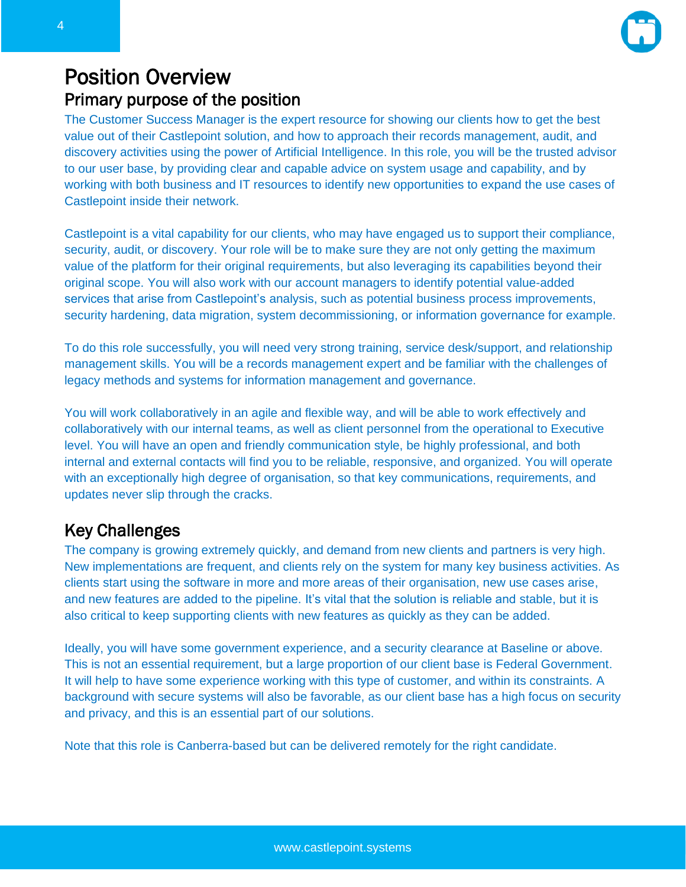# Position Overview

## Primary purpose of the position

The Customer Success Manager is the expert resource for showing our clients how to get the best value out of their Castlepoint solution, and how to approach their records management, audit, and discovery activities using the power of Artificial Intelligence. In this role, you will be the trusted advisor to our user base, by providing clear and capable advice on system usage and capability, and by working with both business and IT resources to identify new opportunities to expand the use cases of Castlepoint inside their network.

Castlepoint is a vital capability for our clients, who may have engaged us to support their compliance, security, audit, or discovery. Your role will be to make sure they are not only getting the maximum value of the platform for their original requirements, but also leveraging its capabilities beyond their original scope. You will also work with our account managers to identify potential value-added services that arise from Castlepoint's analysis, such as potential business process improvements, security hardening, data migration, system decommissioning, or information governance for example.

To do this role successfully, you will need very strong training, service desk/support, and relationship management skills. You will be a records management expert and be familiar with the challenges of legacy methods and systems for information management and governance.

You will work collaboratively in an agile and flexible way, and will be able to work effectively and collaboratively with our internal teams, as well as client personnel from the operational to Executive level. You will have an open and friendly communication style, be highly professional, and both internal and external contacts will find you to be reliable, responsive, and organized. You will operate with an exceptionally high degree of organisation, so that key communications, requirements, and updates never slip through the cracks.

## Key Challenges

The company is growing extremely quickly, and demand from new clients and partners is very high. New implementations are frequent, and clients rely on the system for many key business activities. As clients start using the software in more and more areas of their organisation, new use cases arise, and new features are added to the pipeline. It's vital that the solution is reliable and stable, but it is also critical to keep supporting clients with new features as quickly as they can be added.

Ideally, you will have some government experience, and a security clearance at Baseline or above. This is not an essential requirement, but a large proportion of our client base is Federal Government. It will help to have some experience working with this type of customer, and within its constraints. A background with secure systems will also be favorable, as our client base has a high focus on security and privacy, and this is an essential part of our solutions.

Note that this role is Canberra-based but can be delivered remotely for the right candidate.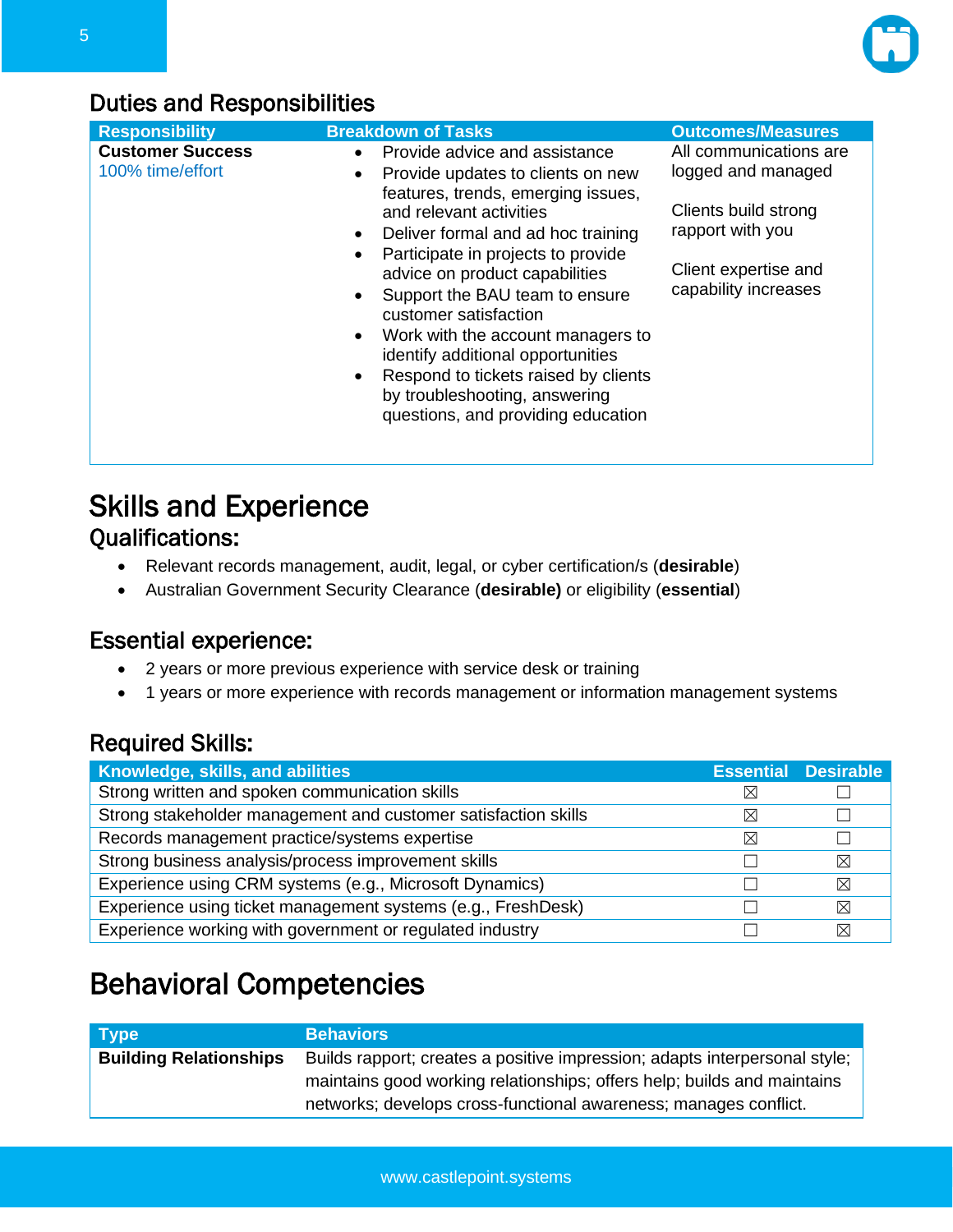## Duties and Responsibilities

| Responsibility | Breakdown of Tasks | Outcomes/Measures |
|---|---|---|
| **Customer Success**<br>100% time/effort | • Provide advice and assistance<br>• Provide updates to clients on new features, trends, emerging issues, and relevant activities<br>• Deliver formal and ad hoc training<br>• Participate in projects to provide advice on product capabilities<br>• Support the BAU team to ensure customer satisfaction<br>• Work with the account managers to identify additional opportunities<br>• Respond to tickets raised by clients by troubleshooting, answering questions, and providing education | All communications are logged and managed<br><br>Clients build strong rapport with you<br><br>Client expertise and capability increases |

# Skills and Experience

## Qualifications:

- Relevant records management, audit, legal, or cyber certification/s (**desirable**)
- Australian Government Security Clearance (**desirable)** or eligibility (**essential**)

## Essential experience:

- 2 years or more previous experience with service desk or training
- 1 years or more experience with records management or information management systems

## Required Skills:

| Knowledge, skills, and abilities | Essential | Desirable |
|---|---|---|
| Strong written and spoken communication skills | ☒ | ☐ |
| Strong stakeholder management and customer satisfaction skills | ☒ | ☐ |
| Records management practice/systems expertise | ☒ | ☐ |
| Strong business analysis/process improvement skills | ☐ | ☒ |
| Experience using CRM systems (e.g., Microsoft Dynamics) | ☐ | ☒ |
| Experience using ticket management systems (e.g., FreshDesk) | ☐ | ☒ |
| Experience working with government or regulated industry | ☐ | ☒ |

# Behavioral Competencies

| Type | Behaviors |
|---|---|
| **Building Relationships** | Builds rapport; creates a positive impression; adapts interpersonal style; maintains good working relationships; offers help; builds and maintains networks; develops cross-functional awareness; manages conflict. |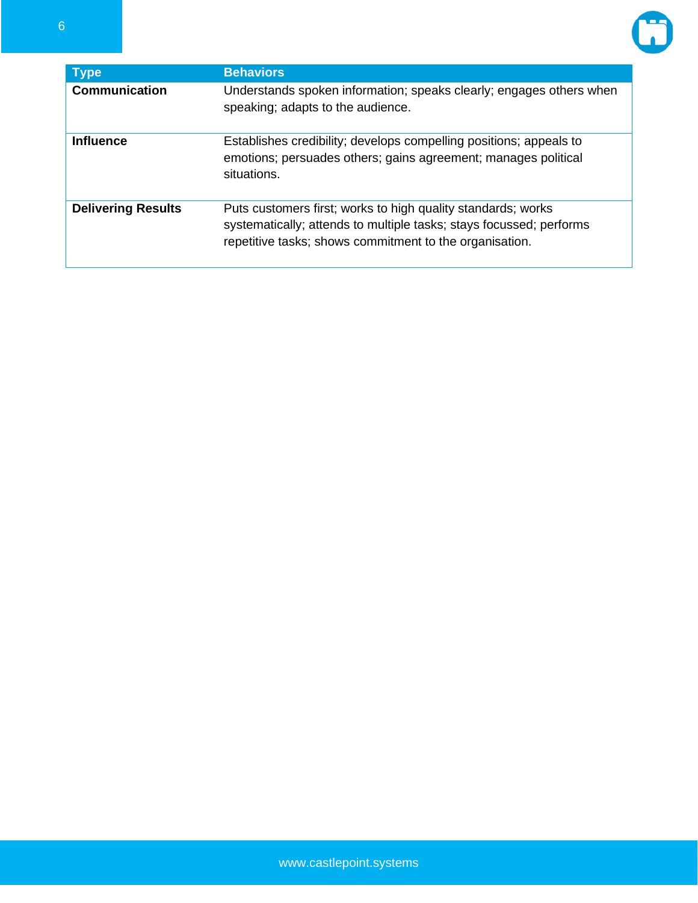| Type | Behaviors |
|---|---|
| **Communication** | Understands spoken information; speaks clearly; engages others when speaking; adapts to the audience. |
| **Influence** | Establishes credibility; develops compelling positions; appeals to emotions; persuades others; gains agreement; manages political situations. |
| **Delivering Results** | Puts customers first; works to high quality standards; works systematically; attends to multiple tasks; stays focussed; performs repetitive tasks; shows commitment to the organisation. |